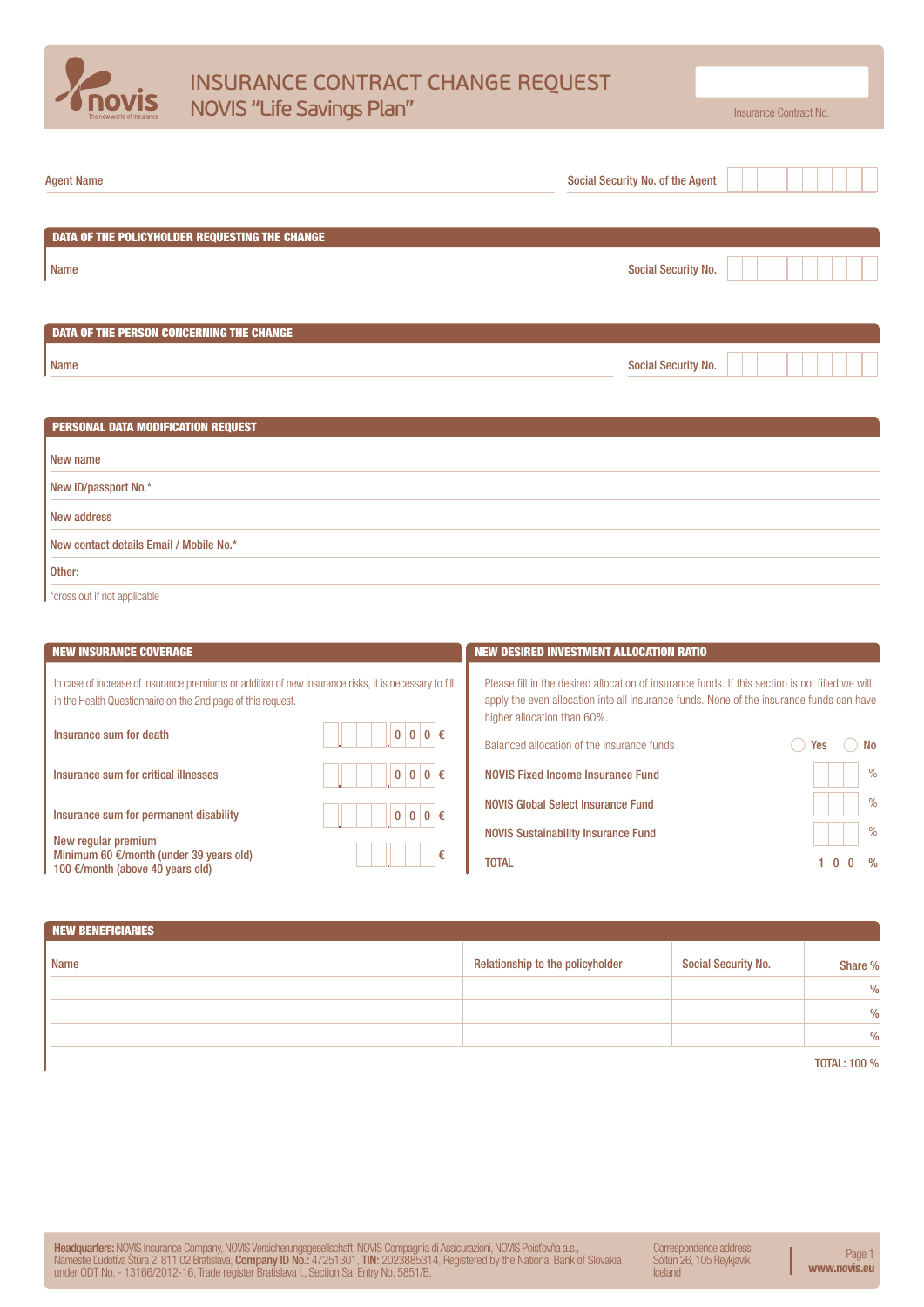# INSURANCE CONTRACT CHANGE REQUEST
## NOVIS "Life Savings Plan"

Insurance Contract No.

Agent Name

Social Security No. of the Agent

## DATA OF THE POLICYHOLDER REQUESTING THE CHANGE

Name

Social Security No.

## DATA OF THE PERSON CONCERNING THE CHANGE

Name

Social Security No.

## PERSONAL DATA MODIFICATION REQUEST

New name

New ID/passport No.*

New address

New contact details Email / Mobile No.*

Other:

*cross out if not applicable

## NEW INSURANCE COVERAGE

In case of increase of insurance premiums or addition of new insurance risks, it is necessary to fill in the Health Questionnaire on the 2nd page of this request.

| | |
|---|---|
| Insurance sum for death | . . 0 0 0 € |
| Insurance sum for critical illnesses | . . 0 0 0 € |
| Insurance sum for permanent disability | . . 0 0 0 € |
| New regular premium<br>Minimum 60 €/month (under 39 years old)<br>100 €/month (above 40 years old) | . € |

## NEW DESIRED INVESTMENT ALLOCATION RATIO

Please fill in the desired allocation of insurance funds. If this section is not filled we will apply the even allocation into all insurance funds. None of the insurance funds can have higher allocation than 60%.

Balanced allocation of the insurance funds ◯ Yes ◯ No

| | |
|---|---|
| NOVIS Fixed Income Insurance Fund | % |
| NOVIS Global Select Insurance Fund | % |
| NOVIS Sustainability Insurance Fund | % |
| TOTAL | 1 0 0 % |

## NEW BENEFICIARIES

| Name | Relationship to the policyholder | Social Security No. | Share % |
|---|---|---|---|
| | | | % |
| | | | % |
| | | | % |

TOTAL: 100 %

**Headquarters:** NOVIS Insurance Company, NOVIS Versicherungsgesellschaft, NOVIS Compagnia di Assicurazioni, NOVIS Poisťovňa a.s., Námestie Ľudovíta Štúra 2, 811 02 Bratislava, **Company ID No.:** 47251301, **TIN:** 2023885314, Registered by the National Bank of Slovakia under ODT No. - 13166/2012-16, Trade register Bratislava I., Section Sa, Entry No. 5851/B,

Correspondence address: Sóltún 26, 105 Reykjavík Iceland

**www.novis.eu**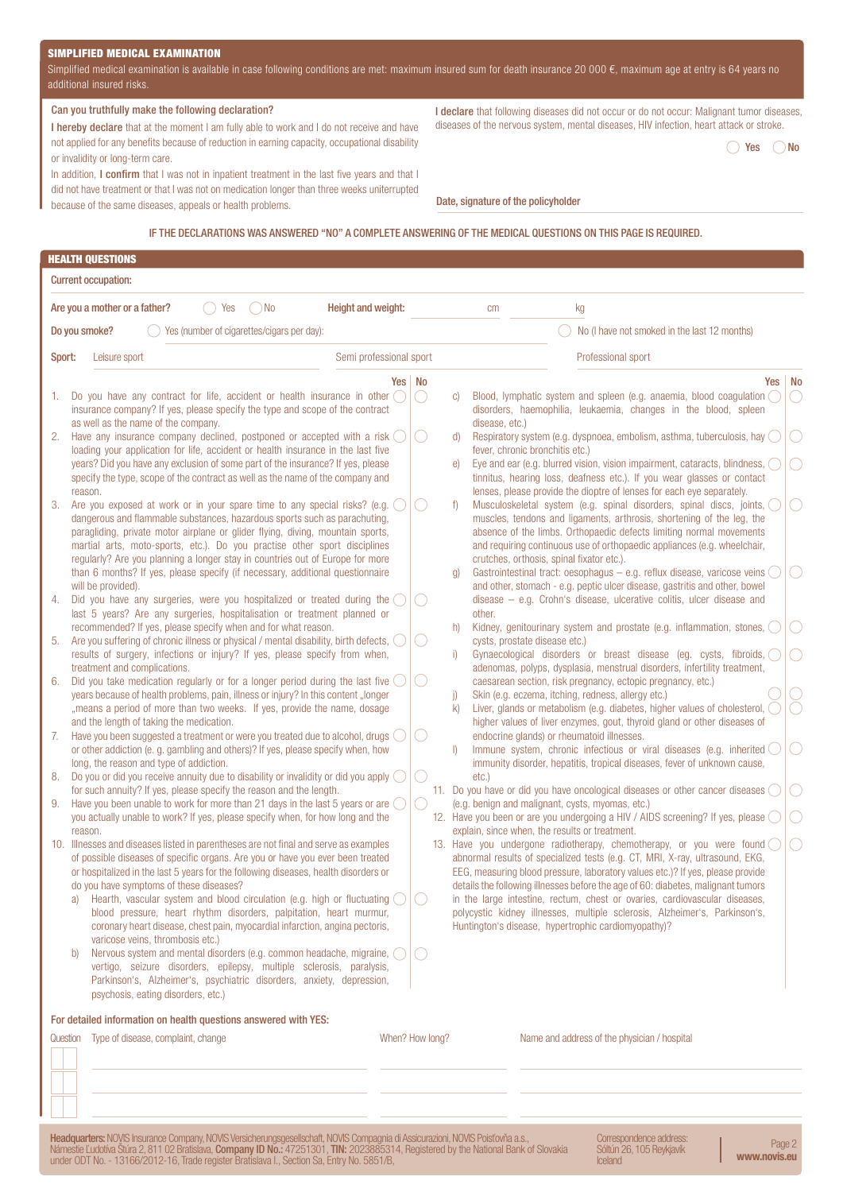## SIMPLIFIED MEDICAL EXAMINATION

Simplified medical examination is available in case following conditions are met: maximum insured sum for death insurance 20 000 €, maximum age at entry is 64 years no additional insured risks.

**Can you truthfully make the following declaration?**

**I hereby declare** that at the moment I am fully able to work and I do not receive and have not applied for any benefits because of reduction in earning capacity, occupational disability or invalidity or long-term care.

In addition, **I confirm** that I was not in inpatient treatment in the last five years and that I did not have treatment or that I was not on medication longer than three weeks uniterrupted because of the same diseases, appeals or health problems.

**I declare** that following diseases did not occur or do not occur: Malignant tumor diseases, diseases of the nervous system, mental diseases, HIV infection, heart attack or stroke.

◯ Yes ◯ No

Date, signature of the policyholder

IF THE DECLARATIONS WAS ANSWERED "NO" A COMPLETE ANSWERING OF THE MEDICAL QUESTIONS ON THIS PAGE IS REQUIRED.

## HEALTH QUESTIONS

Current occupation:

Are you a mother or a father? ◯ Yes ◯ No  Height and weight: ______ cm ______ kg

Do you smoke? ◯ Yes (number of cigarettes/cigars per day): ______ ◯ No (I have not smoked in the last 12 months)

Sport: Leisure sport ______ Semi professional sport ______ Professional sport ______

| | | Yes | No |
|---|---|---|---|
| 1. | Do you have any contract for life, accident or health insurance in other insurance company? If yes, please specify the type and scope of the contract as well as the name of the company. | ◯ | ◯ |
| 2. | Have any insurance company declined, postponed or accepted with a risk loading your application for life, accident or health insurance in the last five years? Did you have any exclusion of some part of the insurance? If yes, please specify the type, scope of the contract as well as the name of the company and reason. | ◯ | ◯ |
| 3. | Are you exposed at work or in your spare time to any special risks? (e.g. dangerous and flammable substances, hazardous sports such as parachuting, paragliding, private motor airplane or glider flying, diving, mountain sports, martial arts, moto-sports, etc.). Do you practise other sport disciplines regularly? Are you planning a longer stay in countries out of Europe for more than 6 months? If yes, please specify (if necessary, additional questionnaire will be provided). | ◯ | ◯ |
| 4. | Did you have any surgeries, were you hospitalized or treated during the last 5 years? Are any surgeries, hospitalisation or treatment planned or recommended? If yes, please specify when and for what reason. | ◯ | ◯ |
| 5. | Are you suffering of chronic illness or physical / mental disability, birth defects, results of surgery, infections or injury? If yes, please specify from when, treatment and complications. | ◯ | ◯ |
| 6. | Did you take medication regularly or for a longer period during the last five years because of health problems, pain, illness or injury? In this content „longer „means a period of more than two weeks. If yes, provide the name, dosage and the length of taking the medication. | ◯ | ◯ |
| 7. | Have you been suggested a treatment or were you treated due to alcohol, drugs or other addiction (e. g. gambling and others)? If yes, please specify when, how long, the reason and type of addiction. | ◯ | ◯ |
| 8. | Do you or did you receive annuity due to disability or invalidity or did you apply for such annuity? If yes, please specify the reason and the length. | ◯ | ◯ |
| 9. | Have you been unable to work for more than 21 days in the last 5 years or are you actually unable to work? If yes, please specify when, for how long and the reason. | ◯ | ◯ |
| 10. | Illnesses and diseases listed in parentheses are not final and serve as examples of possible diseases of specific organs. Are you or have you ever been treated or hospitalized in the last 5 years for the following diseases, health disorders or do you have symptoms of these diseases? | | |
| a) | Hearth, vascular system and blood circulation (e.g. high or fluctuating blood pressure, heart rhythm disorders, palpitation, heart murmur, coronary heart disease, chest pain, myocardial infarction, angina pectoris, varicose veins, thrombosis etc.) | ◯ | ◯ |
| b) | Nervous system and mental disorders (e.g. common headache, migraine, vertigo, seizure disorders, epilepsy, multiple sclerosis, paralysis, Parkinson's, Alzheimer's, psychiatric disorders, anxiety, depression, psychosis, eating disorders, etc.) | ◯ | ◯ |
| c) | Blood, lymphatic system and spleen (e.g. anaemia, blood coagulation disorders, haemophilia, leukaemia, changes in the blood, spleen disease, etc.) | ◯ | ◯ |
| d) | Respiratory system (e.g. dyspnoea, embolism, asthma, tuberculosis, hay fever, chronic bronchitis etc.) | ◯ | ◯ |
| e) | Eye and ear (e.g. blurred vision, vision impairment, cataracts, blindness, tinnitus, hearing loss, deafness etc.). If you wear glasses or contact lenses, please provide the dioptre of lenses for each eye separately. | ◯ | ◯ |
| f) | Musculoskeletal system (e.g. spinal disorders, spinal discs, joints, muscles, tendons and ligaments, arthrosis, shortening of the leg, the absence of the limbs. Orthopaedic defects limiting normal movements and requiring continuous use of orthopaedic appliances (e.g. wheelchair, crutches, orthosis, spinal fixator etc.). | ◯ | ◯ |
| g) | Gastrointestinal tract: oesophagus – e.g. reflux disease, varicose veins and other, stomach - e.g. peptic ulcer disease, gastritis and other, bowel disease – e.g. Crohn's disease, ulcerative colitis, ulcer disease and other. | ◯ | ◯ |
| h) | Kidney, genitourinary system and prostate (e.g. inflammation, stones, cysts, prostate disease etc.) | ◯ | ◯ |
| i) | Gynaecological disorders or breast disease (eg. cysts, fibroids, adenomas, polyps, dysplasia, menstrual disorders, infertility treatment, caesarean section, risk pregnancy, ectopic pregnancy, etc.) | ◯ | ◯ |
| j) | Skin (e.g. eczema, itching, redness, allergy etc.) | ◯ | ◯ |
| k) | Liver, glands or metabolism (e.g. diabetes, higher values of cholesterol, higher values of liver enzymes, gout, thyroid gland or other diseases of endocrine glands) or rheumatoid illnesses. | ◯ | ◯ |
| l) | Immune system, chronic infectious or viral diseases (e.g. inherited immunity disorder, hepatitis, tropical diseases, fever of unknown cause, etc.) | ◯ | ◯ |
| 11. | Do you have or did you have oncological diseases or other cancer diseases (e.g. benign and malignant, cysts, myomas, etc.) | ◯ | ◯ |
| 12. | Have you been or are you undergoing a HIV / AIDS screening? If yes, please explain, since when, the results or treatment. | ◯ | ◯ |
| 13. | Have you undergone radiotherapy, chemotherapy, or you were found abnormal results of specialized tests (e.g. CT, MRI, X-ray, ultrasound, EKG, EEG, measuring blood pressure, laboratory values etc.)? If yes, please provide details the following illnesses before the age of 60: diabetes, malignant tumors in the large intestine, rectum, chest or ovaries, cardiovascular diseases, polycystic kidney illnesses, multiple sclerosis, Alzheimer's, Parkinson's, Huntington's disease, hypertrophic cardiomyopathy)? | ◯ | ◯ |

**For detailed information on health questions answered with YES:**

| Question | Type of disease, complaint, change | When? How long? | Name and address of the physician / hospital |
|---|---|---|---|
| | | | |
| | | | |
| | | | |

**Headquarters:** NOVIS Insurance Company, NOVIS Versicherungsgesellschaft, NOVIS Compagnia di Assicurazioni, NOVIS Poisťovňa a.s., Námestie Ľudovíta Štúra 2, 811 02 Bratislava, **Company ID No.:** 47251301, **TIN:** 2023885314, Registered by the National Bank of Slovakia under ODT No. - 13166/2012-16, Trade register Bratislava I., Section Sa, Entry No. 5851/B,

Correspondence address: Sóltún 26, 105 Reykjavík Iceland

**www.novis.eu**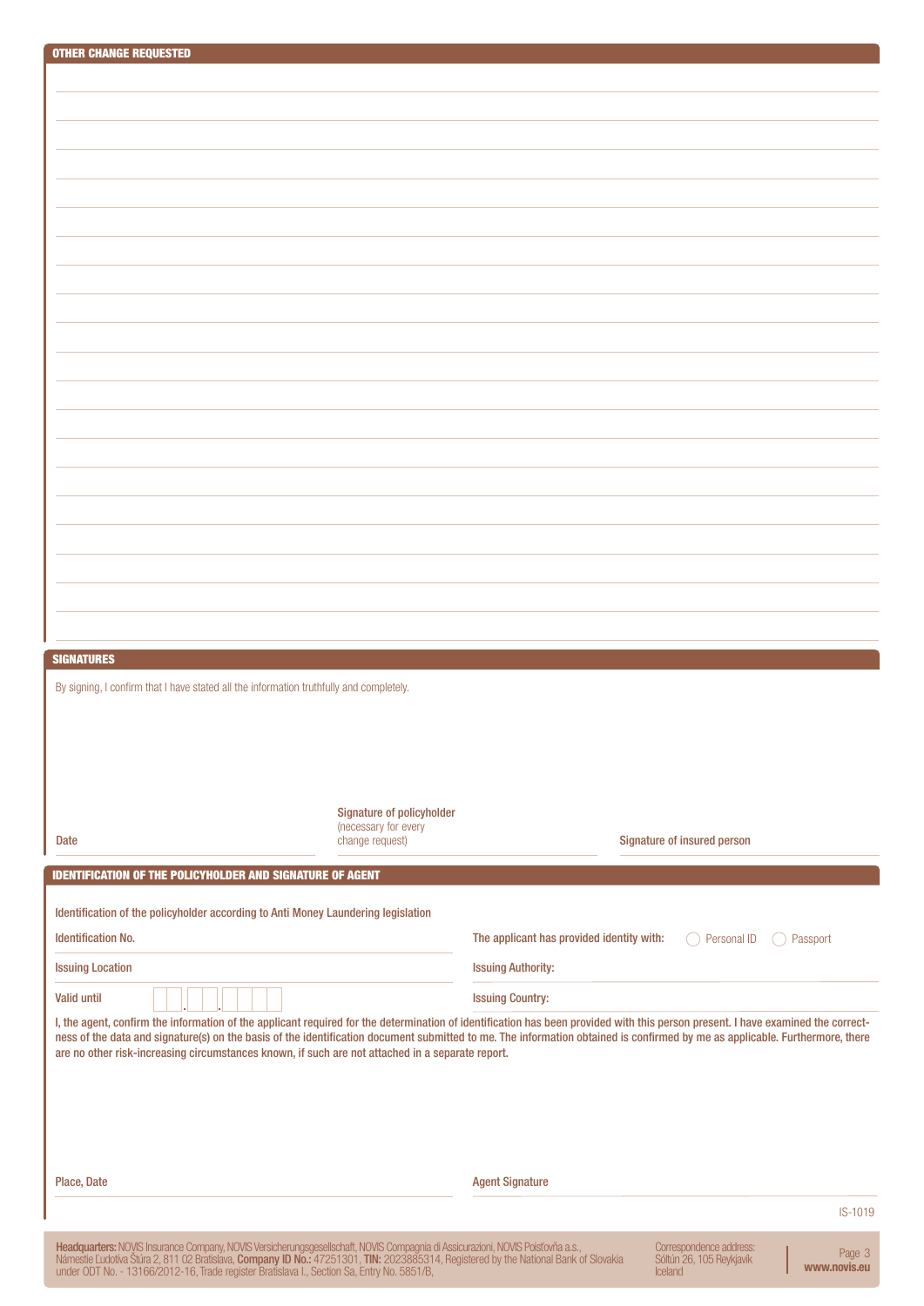## OTHER CHANGE REQUESTED

## SIGNATURES

By signing, I confirm that I have stated all the information truthfully and completely.

Date

Signature of policyholder (necessary for every change request)

Signature of insured person

## IDENTIFICATION OF THE POLICYHOLDER AND SIGNATURE OF AGENT

Identification of the policyholder according to Anti Money Laundering legislation

Identification No.

The applicant has provided identity with: ◯ Personal ID ◯ Passport

Issuing Location

Issuing Authority:

Valid until __ __ . __ __ . __ __ __ __

Issuing Country:

**I, the agent, confirm the information of the applicant required for the determination of identification has been provided with this person present. I have examined the correctness of the data and signature(s) on the basis of the identification document submitted to me. The information obtained is confirmed by me as applicable. Furthermore, there are no other risk-increasing circumstances known, if such are not attached in a separate report.**

Place, Date

Agent Signature

IS-1019

**Headquarters:** NOVIS Insurance Company, NOVIS Versicherungsgesellschaft, NOVIS Compagnia di Assicurazioni, NOVIS Poisťovňa a.s., Námestie Ľudovíta Štúra 2, 811 02 Bratislava, **Company ID No.:** 47251301, **TIN:** 2023885314, Registered by the National Bank of Slovakia under ODT No. - 13166/2012-16, Trade register Bratislava I., Section Sa, Entry No. 5851/B,

Correspondence address: Sóltún 26, 105 Reykjavík Iceland

**www.novis.eu**